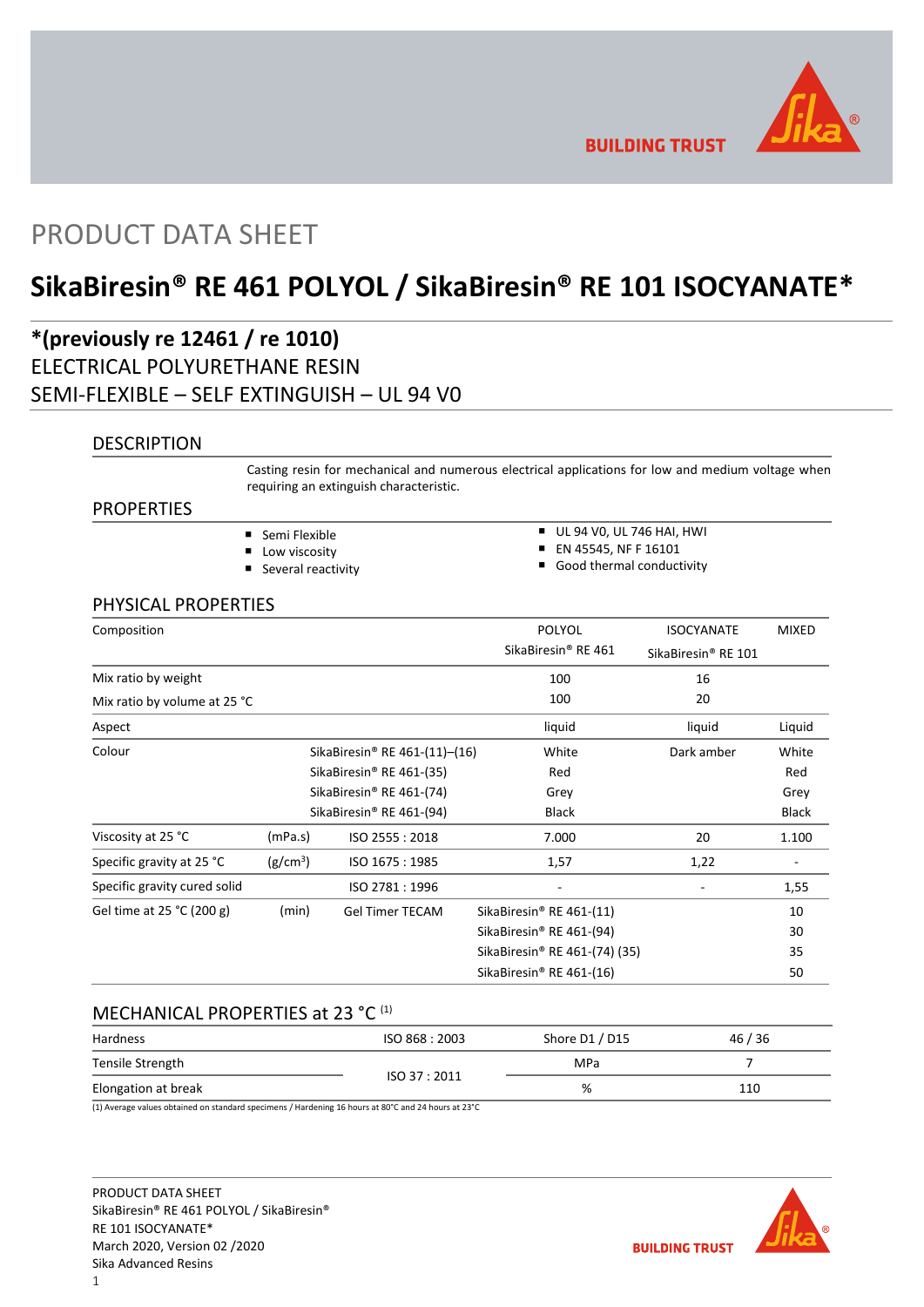PRODUCT DATA SHEET

# SikaBiresin® RE 461 POLYOL / SikaBiresin® RE 101 ISOCYANATE*

## *(previously re 12461 / re 1010)

ELECTRICAL POLYURETHANE RESIN
SEMI-FLEXIBLE – SELF EXTINGUISH – UL 94 V0

## DESCRIPTION

Casting resin for mechanical and numerous electrical applications for low and medium voltage when requiring an extinguish characteristic.

## PROPERTIES

- Semi Flexible
- Low viscosity
- Several reactivity
- UL 94 V0, UL 746 HAI, HWI
- EN 45545, NF F 16101
- Good thermal conductivity

## PHYSICAL PROPERTIES

| Composition | | | POLYOL SikaBiresin® RE 461 | ISOCYANATE SikaBiresin® RE 101 | MIXED |
|---|---|---|---|---|---|
| Mix ratio by weight | | | 100 | 16 | |
| Mix ratio by volume at 25 °C | | | 100 | 20 | |
| Aspect | | | liquid | liquid | Liquid |
| Colour | | SikaBiresin® RE 461-(11)–(16) | White | Dark amber | White |
| | | SikaBiresin® RE 461-(35) | Red | | Red |
| | | SikaBiresin® RE 461-(74) | Grey | | Grey |
| | | SikaBiresin® RE 461-(94) | Black | | Black |
| Viscosity at 25 °C | (mPa.s) | ISO 2555 : 2018 | 7.000 | 20 | 1.100 |
| Specific gravity at 25 °C | ($g/cm^3$) | ISO 1675 : 1985 | 1,57 | 1,22 | - |
| Specific gravity cured solid | | ISO 2781 : 1996 | - | - | 1,55 |
| Gel time at 25 °C (200 g) | (min) | Gel Timer TECAM | SikaBiresin® RE 461-(11) | | 10 |
| | | | SikaBiresin® RE 461-(94) | | 30 |
| | | | SikaBiresin® RE 461-(74) (35) | | 35 |
| | | | SikaBiresin® RE 461-(16) | | 50 |

## MECHANICAL PROPERTIES at 23 °C [(1)]

| Hardness | ISO 868 : 2003 | Shore D1 / D15 | 46 / 36 |
|---|---|---|---|
| Tensile Strength | ISO 37 : 2011 | MPa | 7 |
| Elongation at break | ISO 37 : 2011 | % | 110 |

(1) Average values obtained on standard specimens / Hardening 16 hours at 80°C and 24 hours at 23°C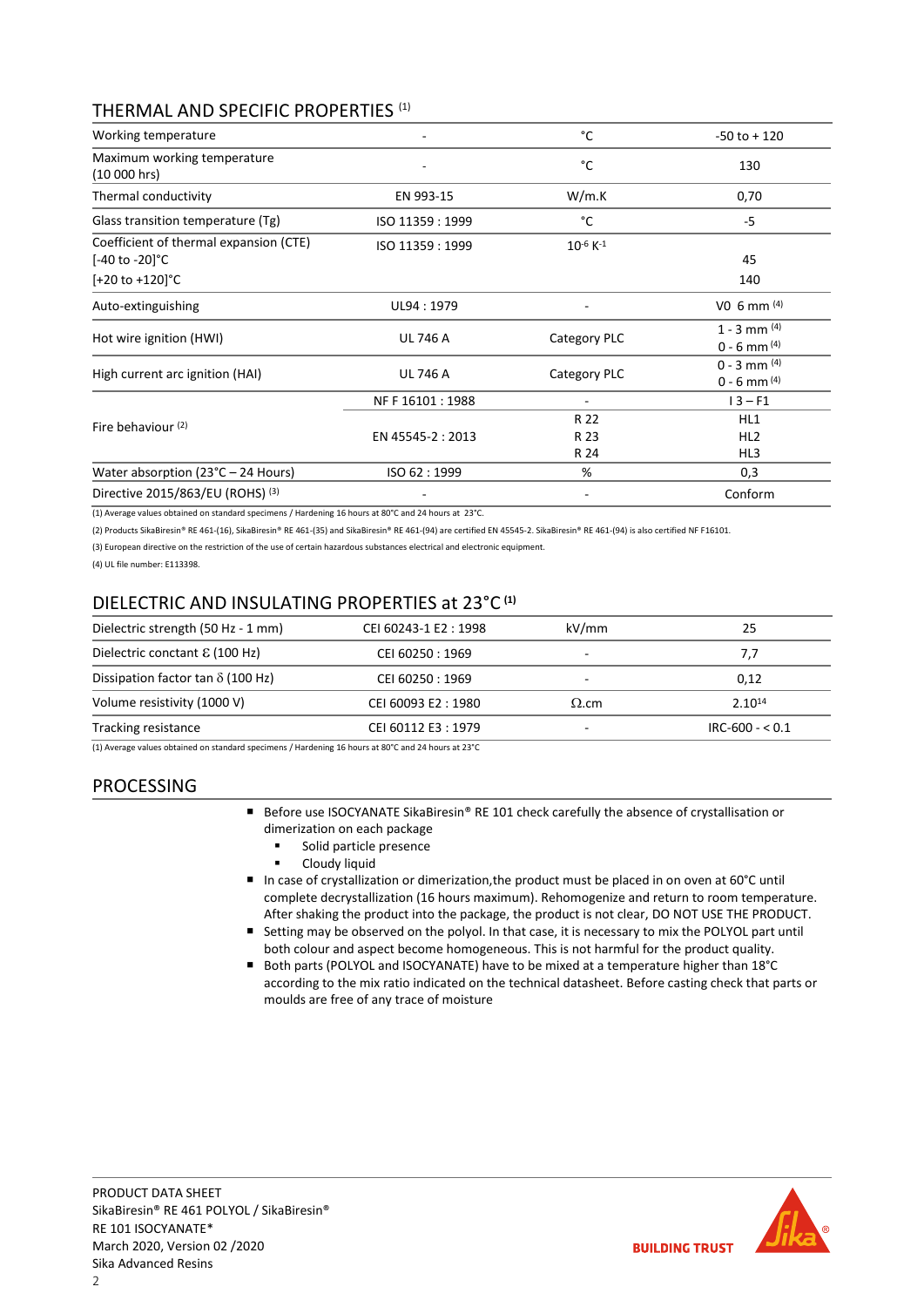## THERMAL AND SPECIFIC PROPERTIES [(1)]

| | | | |
|---|---|---|---|
| Working temperature | - | °C | -50 to + 120 |
| Maximum working temperature (10 000 hrs) | - | °C | 130 |
| Thermal conductivity | EN 993-15 | W/m.K | 0,70 |
| Glass transition temperature (Tg) | ISO 11359 : 1999 | °C | -5 |
| Coefficient of thermal expansion (CTE) [-40 to -20]°C [+20 to +120]°C | ISO 11359 : 1999 | $10^{-6}$ $K^{-1}$ | 45<br>140 |
| Auto-extinguishing | UL94 : 1979 | - | V0 6 mm [(4)] |
| Hot wire ignition (HWI) | UL 746 A | Category PLC | 1 - 3 mm [(4)]<br>0 - 6 mm [(4)] |
| High current arc ignition (HAI) | UL 746 A | Category PLC | 0 - 3 mm [(4)]<br>0 - 6 mm [(4)] |
| Fire behaviour [(2)] | NF F 16101 : 1988 | - | I 3 – F1 |
| | EN 45545-2 : 2013 | R 22<br>R 23<br>R 24 | HL1<br>HL2<br>HL3 |
| Water absorption (23°C – 24 Hours) | ISO 62 : 1999 | % | 0,3 |
| Directive 2015/863/EU (ROHS) [(3)] | - | - | Conform |

(1) Average values obtained on standard specimens / Hardening 16 hours at 80°C and 24 hours at 23°C.

(2) Products SikaBiresin® RE 461-(16), SikaBiresin® RE 461-(35) and SikaBiresin® RE 461-(94) are certified EN 45545-2. SikaBiresin® RE 461-(94) is also certified NF F16101.

(3) European directive on the restriction of the use of certain hazardous substances electrical and electronic equipment.

(4) UL file number: E113398.

## DIELECTRIC AND INSULATING PROPERTIES at 23°C [(1)]

| | | | |
|---|---|---|---|
| Dielectric strength (50 Hz - 1 mm) | CEI 60243-1 E2 : 1998 | kV/mm | 25 |
| Dielectric conctant Ɛ (100 Hz) | CEI 60250 : 1969 | - | 7,7 |
| Dissipation factor tan δ (100 Hz) | CEI 60250 : 1969 | - | 0,12 |
| Volume resistivity (1000 V) | CEI 60093 E2 : 1980 | Ω.cm | $2.10^{14}$ |
| Tracking resistance | CEI 60112 E3 : 1979 | - | IRC-600 - < 0.1 |

(1) Average values obtained on standard specimens / Hardening 16 hours at 80°C and 24 hours at 23°C

## PROCESSING

- Before use ISOCYANATE SikaBiresin® RE 101 check carefully the absence of crystallisation or dimerization on each package
  - Solid particle presence
  - Cloudy liquid
- In case of crystallization or dimerization,the product must be placed in on oven at 60°C until complete decrystallization (16 hours maximum). Rehomogenize and return to room temperature. After shaking the product into the package, the product is not clear, DO NOT USE THE PRODUCT.
- Setting may be observed on the polyol. In that case, it is necessary to mix the POLYOL part until both colour and aspect become homogeneous. This is not harmful for the product quality.
- Both parts (POLYOL and ISOCYANATE) have to be mixed at a temperature higher than 18°C according to the mix ratio indicated on the technical datasheet. Before casting check that parts or moulds are free of any trace of moisture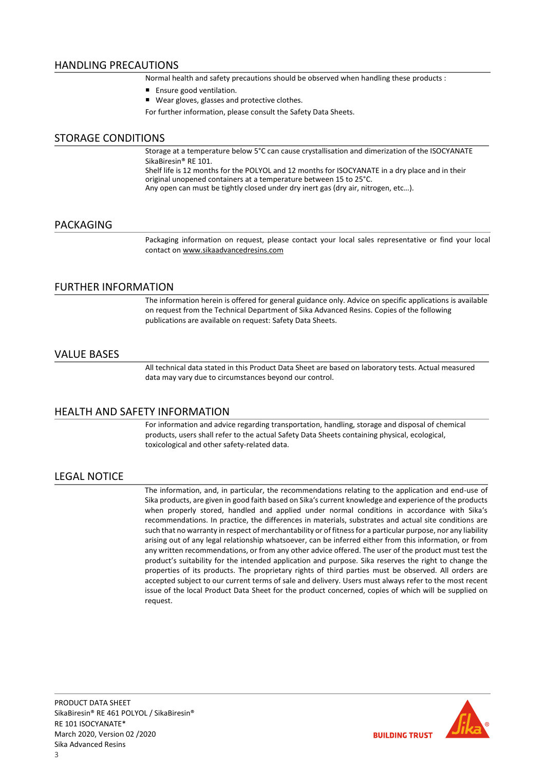## HANDLING PRECAUTIONS

Normal health and safety precautions should be observed when handling these products :

- Ensure good ventilation.
- Wear gloves, glasses and protective clothes.

For further information, please consult the Safety Data Sheets.

## STORAGE CONDITIONS

Storage at a temperature below 5°C can cause crystallisation and dimerization of the ISOCYANATE SikaBiresin® RE 101.
Shelf life is 12 months for the POLYOL and 12 months for ISOCYANATE in a dry place and in their original unopened containers at a temperature between 15 to 25°C.
Any open can must be tightly closed under dry inert gas (dry air, nitrogen, etc…).

## PACKAGING

Packaging information on request, please contact your local sales representative or find your local contact on www.sikaadvancedresins.com

## FURTHER INFORMATION

The information herein is offered for general guidance only. Advice on specific applications is available on request from the Technical Department of Sika Advanced Resins. Copies of the following publications are available on request: Safety Data Sheets.

## VALUE BASES

All technical data stated in this Product Data Sheet are based on laboratory tests. Actual measured data may vary due to circumstances beyond our control.

## HEALTH AND SAFETY INFORMATION

For information and advice regarding transportation, handling, storage and disposal of chemical products, users shall refer to the actual Safety Data Sheets containing physical, ecological, toxicological and other safety-related data.

## LEGAL NOTICE

The information, and, in particular, the recommendations relating to the application and end-use of Sika products, are given in good faith based on Sika's current knowledge and experience of the products when properly stored, handled and applied under normal conditions in accordance with Sika's recommendations. In practice, the differences in materials, substrates and actual site conditions are such that no warranty in respect of merchantability or of fitness for a particular purpose, nor any liability arising out of any legal relationship whatsoever, can be inferred either from this information, or from any written recommendations, or from any other advice offered. The user of the product must test the product's suitability for the intended application and purpose. Sika reserves the right to change the properties of its products. The proprietary rights of third parties must be observed. All orders are accepted subject to our current terms of sale and delivery. Users must always refer to the most recent issue of the local Product Data Sheet for the product concerned, copies of which will be supplied on request.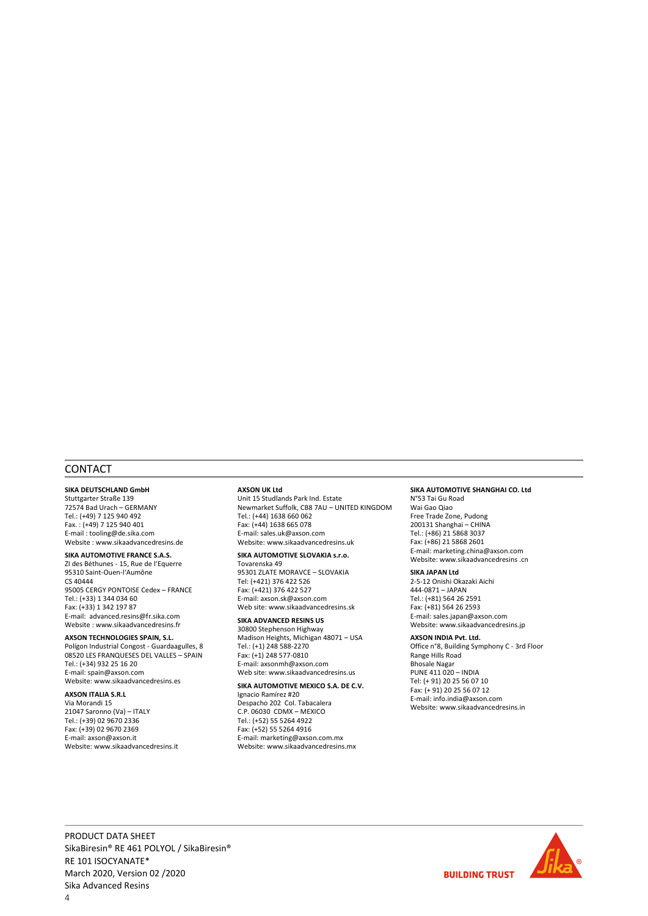## CONTACT

**SIKA DEUTSCHLAND GmbH**
Stuttgarter Straße 139
72574 Bad Urach – GERMANY
Tel.: (+49) 7 125 940 492
Fax. : (+49) 7 125 940 401
E-mail : tooling@de.sika.com
Website : www.sikaadvancedresins.de

**SIKA AUTOMOTIVE FRANCE S.A.S.**
ZI des Béthunes - 15, Rue de l'Equerre
95310 Saint-Ouen-l'Aumône
CS 40444
95005 CERGY PONTOISE Cedex – FRANCE
Tel.: (+33) 1 344 034 60
Fax: (+33) 1 342 197 87
E-mail: advanced.resins@fr.sika.com
Website : www.sikaadvancedresins.fr

**AXSON TECHNOLOGIES SPAIN, S.L.**
Polígon Industrial Congost - Guardaagulles, 8
08520 LES FRANQUESES DEL VALLES – SPAIN
Tel.: (+34) 932 25 16 20
E-mail: spain@axson.com
Website: www.sikaadvancedresins.es

**AXSON ITALIA S.R.L**
Via Morandi 15
21047 Saronno (Va) – ITALY
Tel.: (+39) 02 9670 2336
Fax: (+39) 02 9670 2369
E-mail: axson@axson.it
Website: www.sikaadvancedresins.it

**AXSON UK Ltd**
Unit 15 Studlands Park Ind. Estate
Newmarket Suffolk, CB8 7AU – UNITED KINGDOM
Tel.: (+44) 1638 660 062
Fax: (+44) 1638 665 078
E-mail: sales.uk@axson.com
Website: www.sikaadvancedresins.uk

**SIKA AUTOMOTIVE SLOVAKIA s.r.o.**
Tovarenska 49
95301 ZLATE MORAVCE – SLOVAKIA
Tel: (+421) 376 422 526
Fax: (+421) 376 422 527
E-mail: axson.sk@axson.com
Web site: www.sikaadvancedresins.sk

**SIKA ADVANCED RESINS US**
30800 Stephenson Highway
Madison Heights, Michigan 48071 – USA
Tel.: (+1) 248 588-2270
Fax: (+1) 248 577-0810
E-mail: axsonmh@axson.com
Web site: www.sikaadvancedresins.us

**SIKA AUTOMOTIVE MEXICO S.A. DE C.V.**
Ignacio Ramírez #20
Despacho 202 Col. Tabacalera
C.P. 06030 CDMX – MEXICO
Tel.: (+52) 55 5264 4922
Fax: (+52) 55 5264 4916
E-mail: marketing@axson.com.mx
Website: www.sikaadvancedresins.mx

**SIKA AUTOMOTIVE SHANGHAI CO. Ltd**
N°53 Tai Gu Road
Wai Gao Qiao
Free Trade Zone, Pudong
200131 Shanghai – CHINA
Tel.: (+86) 21 5868 3037
Fax: (+86) 21 5868 2601
E-mail: marketing.china@axson.com
Website: www.sikaadvancedresins .cn

**SIKA JAPAN Ltd**
2-5-12 Onishi Okazaki Aichi
444-0871 – JAPAN
Tel.: (+81) 564 26 2591
Fax: (+81) 564 26 2593
E-mail: sales.japan@axson.com
Website: www.sikaadvancedresins.jp

**AXSON INDIA Pvt. Ltd.**
Office n°8, Building Symphony C - 3rd Floor
Range Hills Road
Bhosale Nagar
PUNE 411 020 – INDIA
Tel: (+ 91) 20 25 56 07 10
Fax: (+ 91) 20 25 56 07 12
E-mail: info.india@axson.com
Website: www.sikaadvancedresins.in